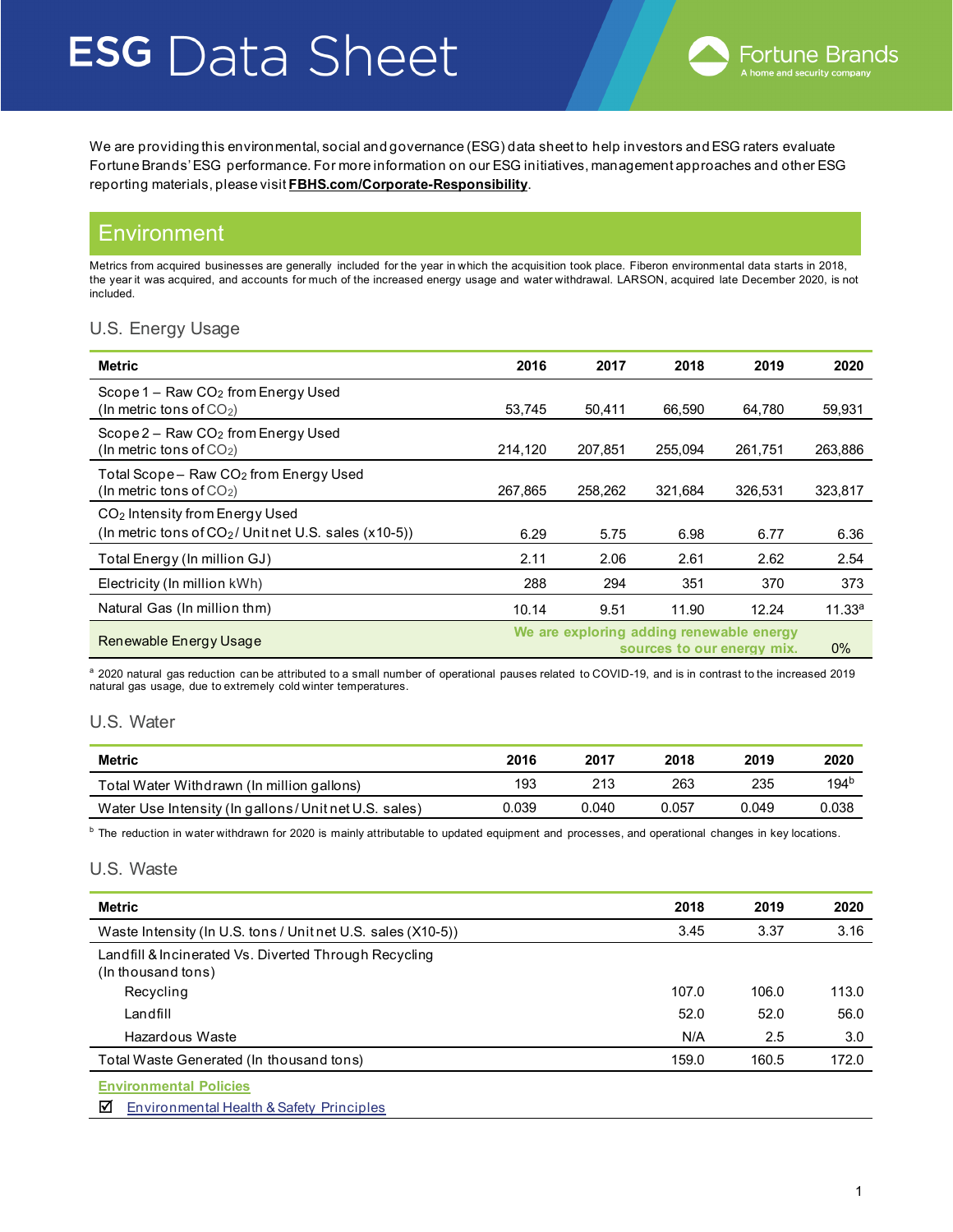# ESG Data Sheet

Fortune Brands
A home and security company

We are providing this environmental, social and governance (ESG) data sheet to help investors and ESG raters evaluate Fortune Brands' ESG performance. For more information on our ESG initiatives, management approaches and other ESG reporting materials, please visit **FBHS.com/Corporate-Responsibility**.

## Environment

Metrics from acquired businesses are generally included for the year in which the acquisition took place. Fiberon environmental data starts in 2018, the year it was acquired, and accounts for much of the increased energy usage and water withdrawal. LARSON, acquired late December 2020, is not included.

### U.S. Energy Usage

| Metric | 2016 | 2017 | 2018 | 2019 | 2020 |
|---|---|---|---|---|---|
| Scope 1 – Raw $CO_2$ from Energy Used (In metric tons of $CO_2$) | 53,745 | 50,411 | 66,590 | 64,780 | 59,931 |
| Scope 2 – Raw $CO_2$ from Energy Used (In metric tons of $CO_2$) | 214,120 | 207,851 | 255,094 | 261,751 | 263,886 |
| Total Scope – Raw $CO_2$ from Energy Used (In metric tons of $CO_2$) | 267,865 | 258,262 | 321,684 | 326,531 | 323,817 |
| $CO_2$ Intensity from Energy Used (In metric tons of $CO_2$ / Unit net U.S. sales (x10-5)) | 6.29 | 5.75 | 6.98 | 6.77 | 6.36 |
| Total Energy (In million GJ) | 2.11 | 2.06 | 2.61 | 2.62 | 2.54 |
| Electricity (In million kWh) | 288 | 294 | 351 | 370 | 373 |
| Natural Gas (In million thm) | 10.14 | 9.51 | 11.90 | 12.24 | 11.33[a] |
| Renewable Energy Usage | We are exploring adding renewable energy sources to our energy mix. | | | | 0% |

[a] 2020 natural gas reduction can be attributed to a small number of operational pauses related to COVID-19, and is in contrast to the increased 2019 natural gas usage, due to extremely cold winter temperatures.

### U.S. Water

| Metric | 2016 | 2017 | 2018 | 2019 | 2020 |
|---|---|---|---|---|---|
| Total Water Withdrawn (In million gallons) | 193 | 213 | 263 | 235 | 194[b] |
| Water Use Intensity (In gallons / Unit net U.S. sales) | 0.039 | 0.040 | 0.057 | 0.049 | 0.038 |

[b] The reduction in water withdrawn for 2020 is mainly attributable to updated equipment and processes, and operational changes in key locations.

### U.S. Waste

| Metric | 2018 | 2019 | 2020 |
|---|---|---|---|
| Waste Intensity (In U.S. tons / Unit net U.S. sales (X10-5)) | 3.45 | 3.37 | 3.16 |
| Landfill & Incinerated Vs. Diverted Through Recycling (In thousand tons) | | | |
| Recycling | 107.0 | 106.0 | 113.0 |
| Landfill | 52.0 | 52.0 | 56.0 |
| Hazardous Waste | N/A | 2.5 | 3.0 |
| Total Waste Generated (In thousand tons) | 159.0 | 160.5 | 172.0 |

**Environmental Policies**

☑ Environmental Health & Safety Principles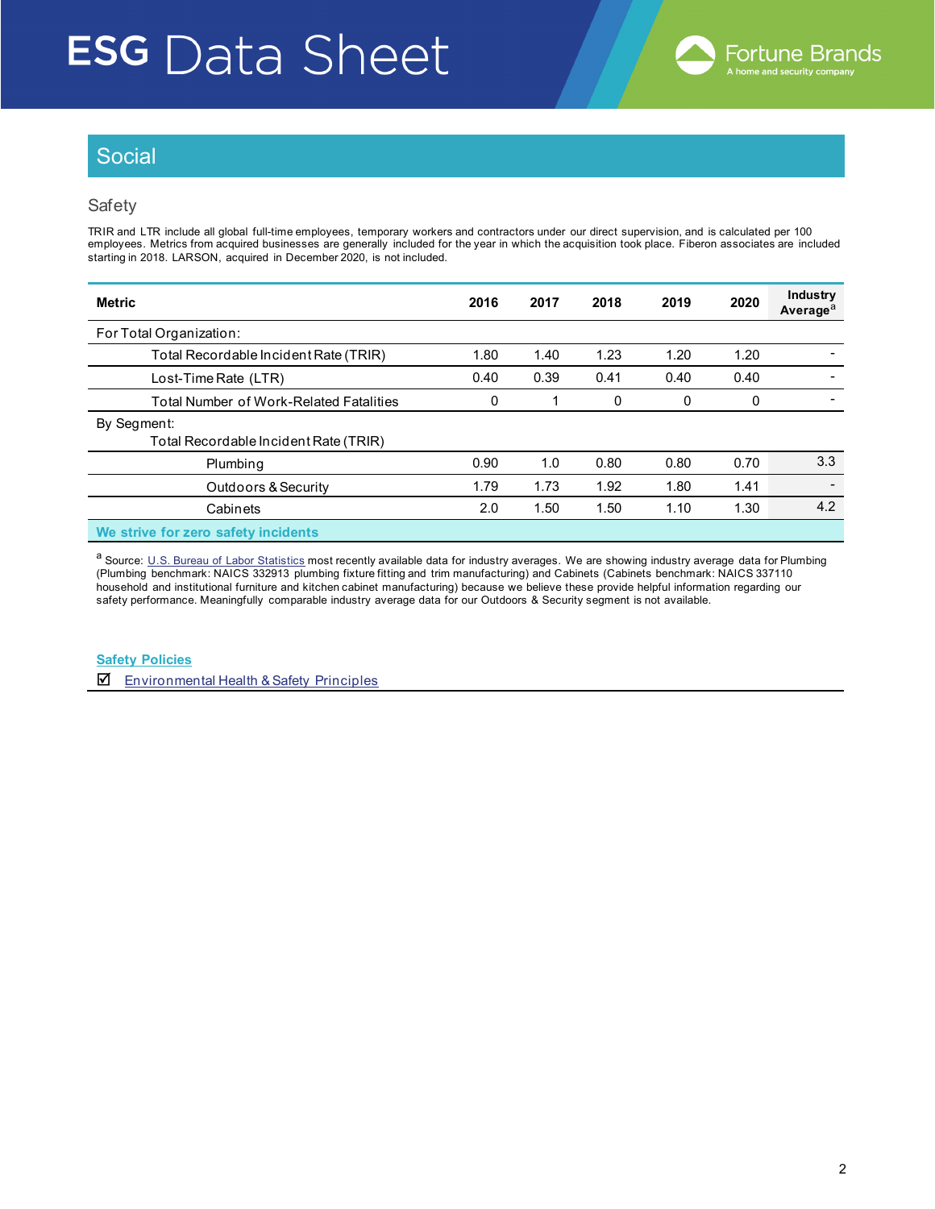# ESG Data Sheet

## Social

### Safety

TRIR and LTR include all global full-time employees, temporary workers and contractors under our direct supervision, and is calculated per 100 employees. Metrics from acquired businesses are generally included for the year in which the acquisition took place. Fiberon associates are included starting in 2018. LARSON, acquired in December 2020, is not included.

| Metric | 2016 | 2017 | 2018 | 2019 | 2020 | Industry Average[a] |
|---|---|---|---|---|---|---|
| For Total Organization: | | | | | | |
| Total Recordable Incident Rate (TRIR) | 1.80 | 1.40 | 1.23 | 1.20 | 1.20 | - |
| Lost-Time Rate (LTR) | 0.40 | 0.39 | 0.41 | 0.40 | 0.40 | - |
| Total Number of Work-Related Fatalities | 0 | 1 | 0 | 0 | 0 | - |
| By Segment: | | | | | | |
| Total Recordable Incident Rate (TRIR) | | | | | | |
| Plumbing | 0.90 | 1.0 | 0.80 | 0.80 | 0.70 | 3.3 |
| Outdoors & Security | 1.79 | 1.73 | 1.92 | 1.80 | 1.41 | - |
| Cabinets | 2.0 | 1.50 | 1.50 | 1.10 | 1.30 | 4.2 |
| **We strive for zero safety incidents** | | | | | | |

[a] Source: U.S. Bureau of Labor Statistics most recently available data for industry averages. We are showing industry average data for Plumbing (Plumbing benchmark: NAICS 332913 plumbing fixture fitting and trim manufacturing) and Cabinets (Cabinets benchmark: NAICS 337110 household and institutional furniture and kitchen cabinet manufacturing) because we believe these provide helpful information regarding our safety performance. Meaningfully comparable industry average data for our Outdoors & Security segment is not available.

**Safety Policies**

☑ Environmental Health & Safety Principles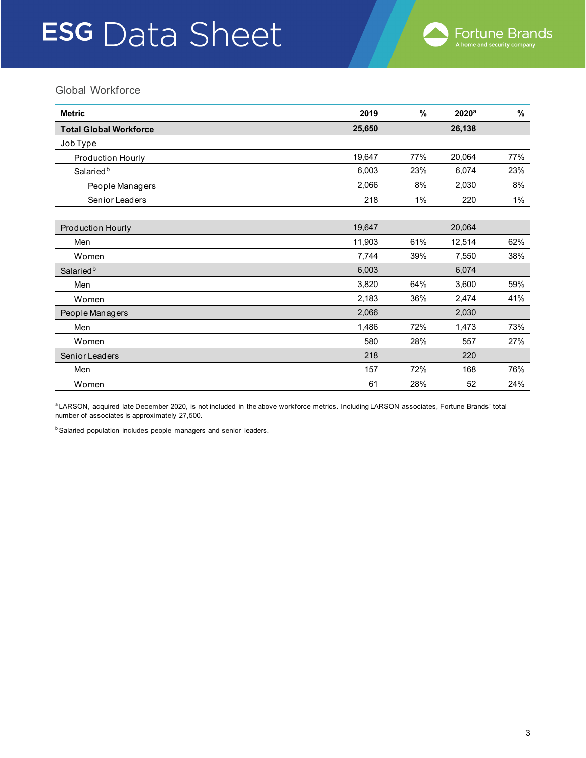# ESG Data Sheet

Fortune Brands
A home and security company

## Global Workforce

| Metric | 2019 | % | 2020[a] | % |
|---|---|---|---|---|
| **Total Global Workforce** | **25,650** | | **26,138** | |
| Job Type | | | | |
| Production Hourly | 19,647 | 77% | 20,064 | 77% |
| Salaried[b] | 6,003 | 23% | 6,074 | 23% |
| People Managers | 2,066 | 8% | 2,030 | 8% |
| Senior Leaders | 218 | 1% | 220 | 1% |
| | | | | |
| Production Hourly | 19,647 | | 20,064 | |
| Men | 11,903 | 61% | 12,514 | 62% |
| Women | 7,744 | 39% | 7,550 | 38% |
| Salaried[b] | 6,003 | | 6,074 | |
| Men | 3,820 | 64% | 3,600 | 59% |
| Women | 2,183 | 36% | 2,474 | 41% |
| People Managers | 2,066 | | 2,030 | |
| Men | 1,486 | 72% | 1,473 | 73% |
| Women | 580 | 28% | 557 | 27% |
| Senior Leaders | 218 | | 220 | |
| Men | 157 | 72% | 168 | 76% |
| Women | 61 | 28% | 52 | 24% |

[a] LARSON, acquired late December 2020, is not included in the above workforce metrics. Including LARSON associates, Fortune Brands' total number of associates is approximately 27,500.

[b] Salaried population includes people managers and senior leaders.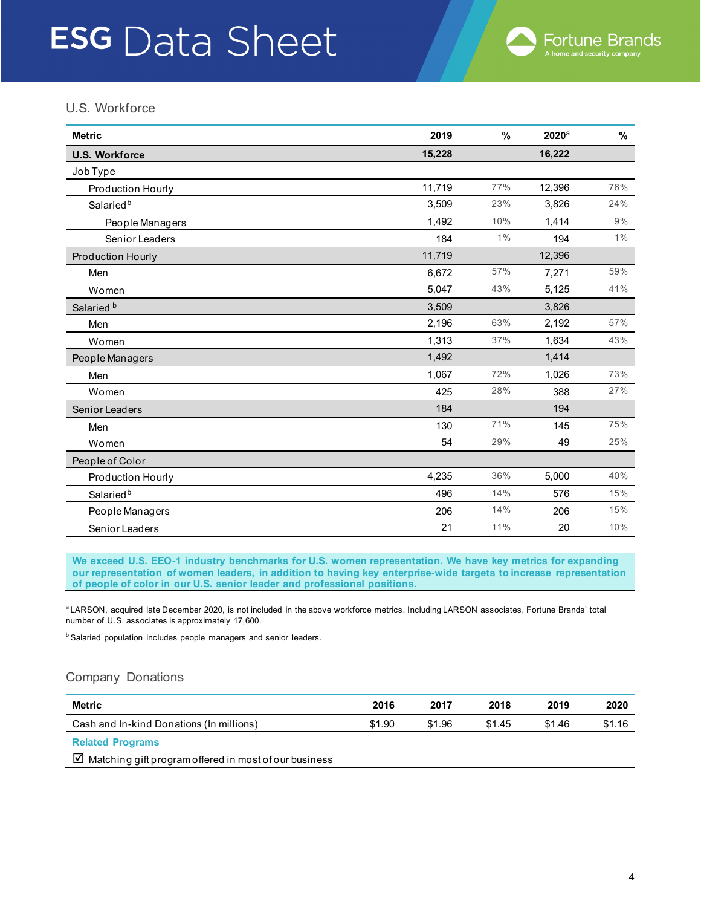# ESG Data Sheet

## U.S. Workforce

| Metric | 2019 | % | 2020[a] | % |
|---|---|---|---|---|
| **U.S. Workforce** | **15,228** | | **16,222** | |
| Job Type | | | | |
| Production Hourly | 11,719 | 77% | 12,396 | 76% |
| Salaried[b] | 3,509 | 23% | 3,826 | 24% |
| People Managers | 1,492 | 10% | 1,414 | 9% |
| Senior Leaders | 184 | 1% | 194 | 1% |
| Production Hourly | 11,719 | | 12,396 | |
| Men | 6,672 | 57% | 7,271 | 59% |
| Women | 5,047 | 43% | 5,125 | 41% |
| Salaried[b] | 3,509 | | 3,826 | |
| Men | 2,196 | 63% | 2,192 | 57% |
| Women | 1,313 | 37% | 1,634 | 43% |
| People Managers | 1,492 | | 1,414 | |
| Men | 1,067 | 72% | 1,026 | 73% |
| Women | 425 | 28% | 388 | 27% |
| Senior Leaders | 184 | | 194 | |
| Men | 130 | 71% | 145 | 75% |
| Women | 54 | 29% | 49 | 25% |
| People of Color | | | | |
| Production Hourly | 4,235 | 36% | 5,000 | 40% |
| Salaried[b] | 496 | 14% | 576 | 15% |
| People Managers | 206 | 14% | 206 | 15% |
| Senior Leaders | 21 | 11% | 20 | 10% |

**We exceed U.S. EEO-1 industry benchmarks for U.S. women representation. We have key metrics for expanding our representation of women leaders, in addition to having key enterprise-wide targets to increase representation of people of color in our U.S. senior leader and professional positions.**

[a] LARSON, acquired late December 2020, is not included in the above workforce metrics. Including LARSON associates, Fortune Brands' total number of U.S. associates is approximately 17,600.

[b] Salaried population includes people managers and senior leaders.

## Company Donations

| Metric | 2016 | 2017 | 2018 | 2019 | 2020 |
|---|---|---|---|---|---|
| Cash and In-kind Donations (In millions) | $1.90 | $1.96 | $1.45 | $1.46 | $1.16 |

**Related Programs**

☑ Matching gift program offered in most of our business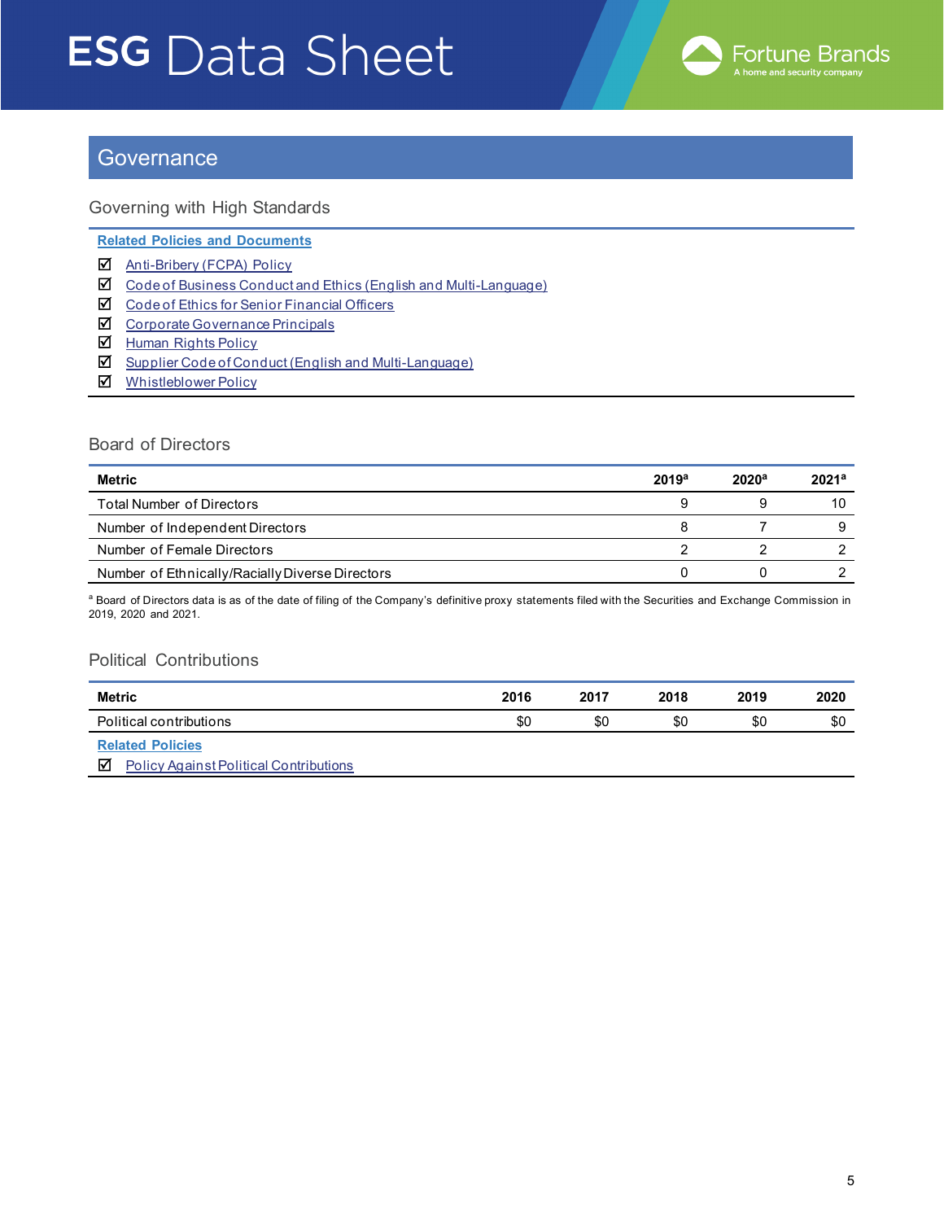# ESG Data Sheet

## Governance

### Governing with High Standards

**Related Policies and Documents**

- ☑ Anti-Bribery (FCPA) Policy
- ☑ Code of Business Conduct and Ethics (English and Multi-Language)
- ☑ Code of Ethics for Senior Financial Officers
- ☑ Corporate Governance Principals
- ☑ Human Rights Policy
- ☑ Supplier Code of Conduct (English and Multi-Language)
- ☑ Whistleblower Policy

### Board of Directors

| Metric | 2019[a] | 2020[a] | 2021[a] |
|---|---|---|---|
| Total Number of Directors | 9 | 9 | 10 |
| Number of Independent Directors | 8 | 7 | 9 |
| Number of Female Directors | 2 | 2 | 2 |
| Number of Ethnically/Racially Diverse Directors | 0 | 0 | 2 |

[a] Board of Directors data is as of the date of filing of the Company's definitive proxy statements filed with the Securities and Exchange Commission in 2019, 2020 and 2021.

### Political Contributions

| Metric | 2016 | 2017 | 2018 | 2019 | 2020 |
|---|---|---|---|---|---|
| Political contributions | $0 | $0 | $0 | $0 | $0 |

**Related Policies**

- ☑ Policy Against Political Contributions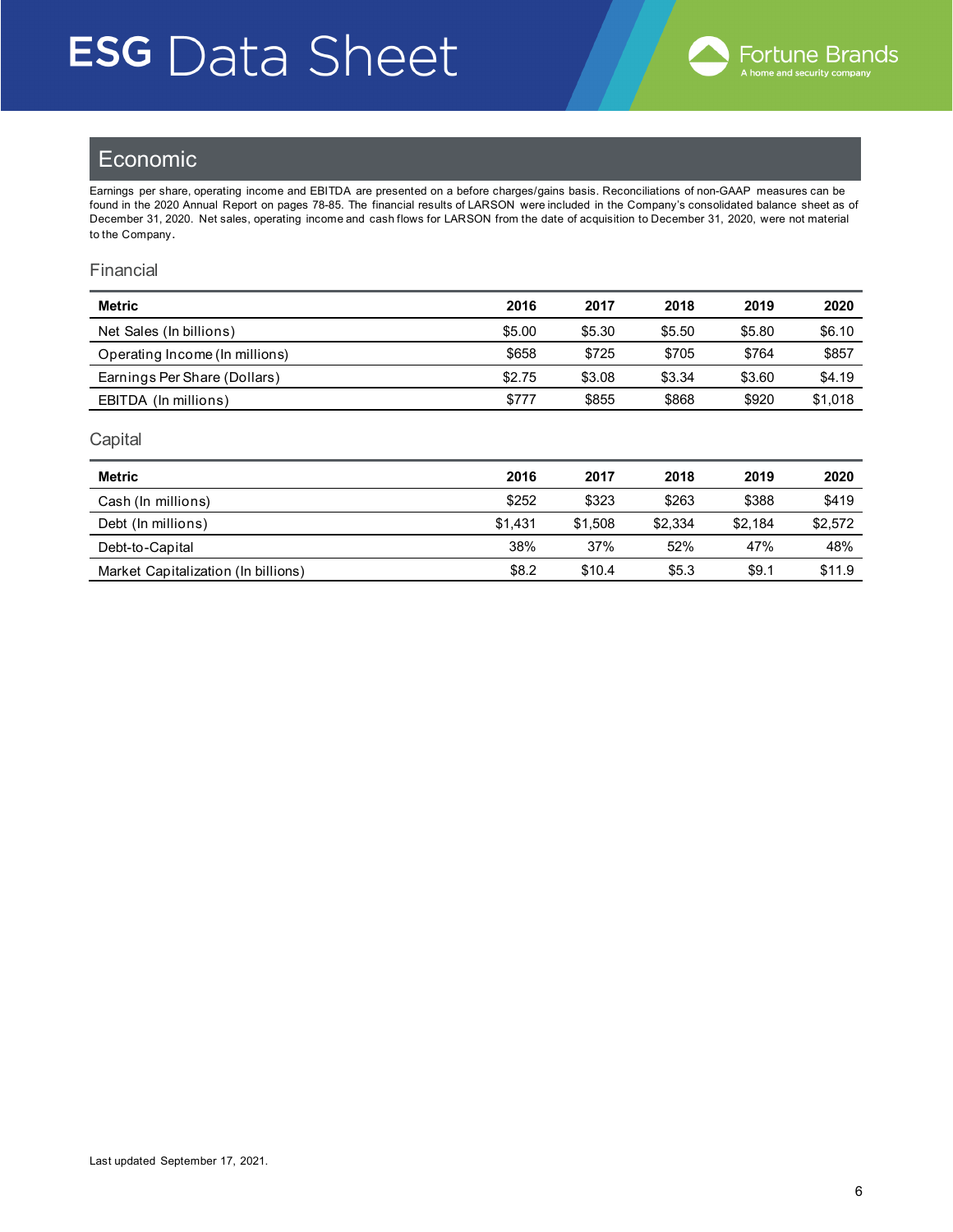# ESG Data Sheet

Fortune Brands
A home and security company

## Economic

Earnings per share, operating income and EBITDA are presented on a before charges/gains basis. Reconciliations of non-GAAP measures can be found in the 2020 Annual Report on pages 78-85. The financial results of LARSON were included in the Company's consolidated balance sheet as of December 31, 2020. Net sales, operating income and cash flows for LARSON from the date of acquisition to December 31, 2020, were not material to the Company.

### Financial

| Metric | 2016 | 2017 | 2018 | 2019 | 2020 |
| --- | --- | --- | --- | --- | --- |
| Net Sales (In billions) | $5.00 | $5.30 | $5.50 | $5.80 | $6.10 |
| Operating Income (In millions) | $658 | $725 | $705 | $764 | $857 |
| Earnings Per Share (Dollars) | $2.75 | $3.08 | $3.34 | $3.60 | $4.19 |
| EBITDA (In millions) | $777 | $855 | $868 | $920 | $1,018 |

### Capital

| Metric | 2016 | 2017 | 2018 | 2019 | 2020 |
| --- | --- | --- | --- | --- | --- |
| Cash (In millions) | $252 | $323 | $263 | $388 | $419 |
| Debt (In millions) | $1,431 | $1,508 | $2,334 | $2,184 | $2,572 |
| Debt-to-Capital | 38% | 37% | 52% | 47% | 48% |
| Market Capitalization (In billions) | $8.2 | $10.4 | $5.3 | $9.1 | $11.9 |

Last updated September 17, 2021.